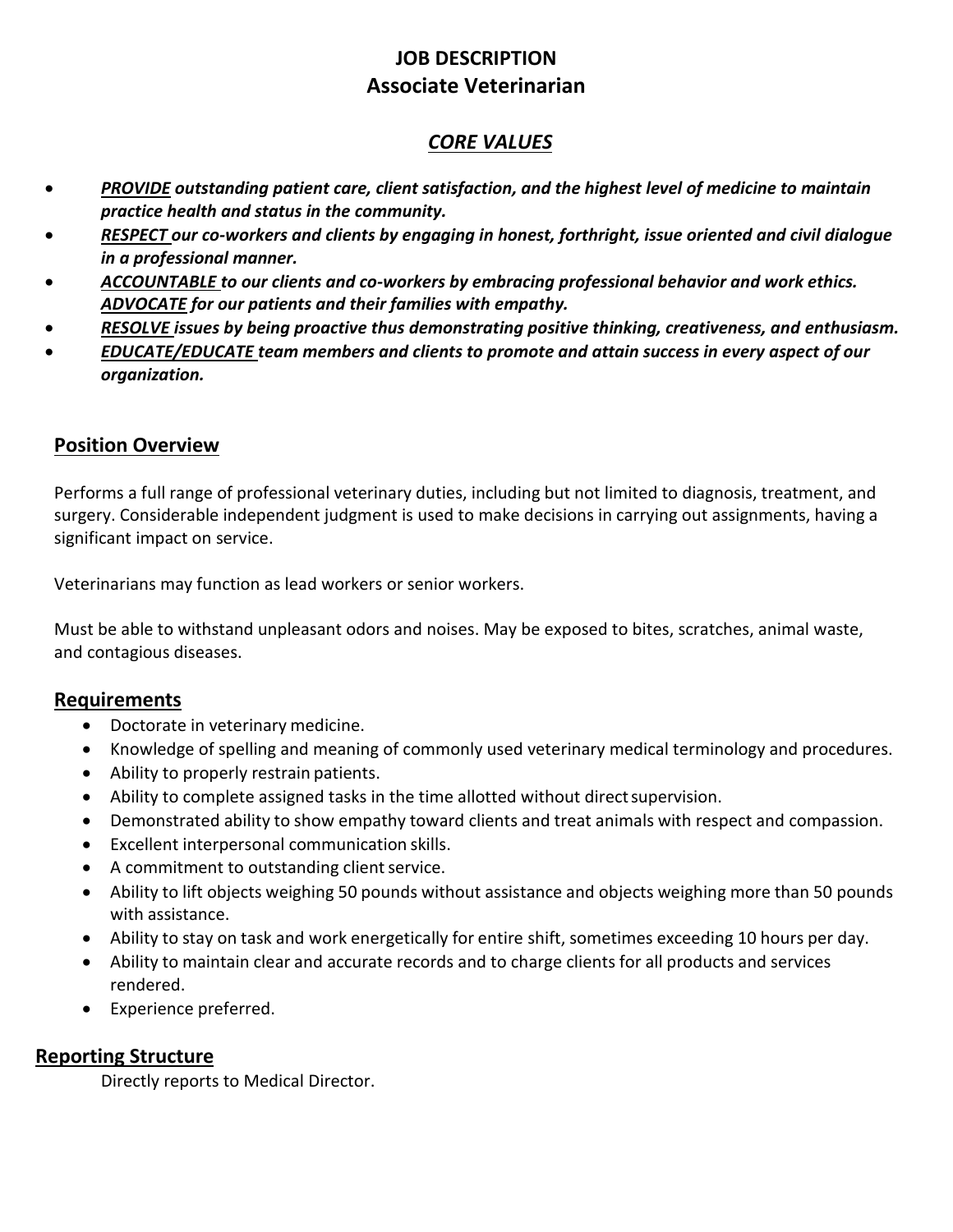# JOB DESCRIPTION
## Associate Veterinarian

## *CORE VALUES*

- ***PROVIDE** outstanding patient care, client satisfaction, and the highest level of medicine to maintain practice health and status in the community.*
- ***RESPECT** our co-workers and clients by engaging in honest, forthright, issue oriented and civil dialogue in a professional manner.*
- ***ACCOUNTABLE** to our clients and co-workers by embracing professional behavior and work ethics. **ADVOCATE** for our patients and their families with empathy.*
- ***RESOLVE** issues by being proactive thus demonstrating positive thinking, creativeness, and enthusiasm.*
- ***EDUCATE/EDUCATE** team members and clients to promote and attain success in every aspect of our organization.*

## Position Overview

Performs a full range of professional veterinary duties, including but not limited to diagnosis, treatment, and surgery. Considerable independent judgment is used to make decisions in carrying out assignments, having a significant impact on service.

Veterinarians may function as lead workers or senior workers.

Must be able to withstand unpleasant odors and noises. May be exposed to bites, scratches, animal waste, and contagious diseases.

## Requirements

- Doctorate in veterinary medicine.
- Knowledge of spelling and meaning of commonly used veterinary medical terminology and procedures.
- Ability to properly restrain patients.
- Ability to complete assigned tasks in the time allotted without direct supervision.
- Demonstrated ability to show empathy toward clients and treat animals with respect and compassion.
- Excellent interpersonal communication skills.
- A commitment to outstanding client service.
- Ability to lift objects weighing 50 pounds without assistance and objects weighing more than 50 pounds with assistance.
- Ability to stay on task and work energetically for entire shift, sometimes exceeding 10 hours per day.
- Ability to maintain clear and accurate records and to charge clients for all products and services rendered.
- Experience preferred.

## Reporting Structure

Directly reports to Medical Director.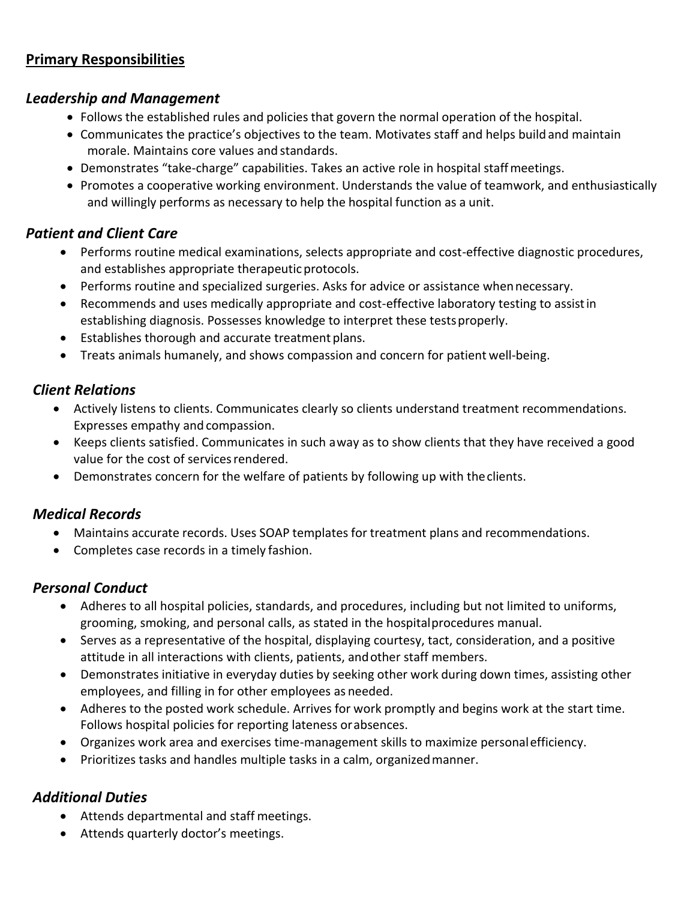## **Primary Responsibilities**

### *Leadership and Management*

- Follows the established rules and policies that govern the normal operation of the hospital.
- Communicates the practice's objectives to the team. Motivates staff and helps build and maintain morale. Maintains core values and standards.
- Demonstrates "take-charge" capabilities. Takes an active role in hospital staff meetings.
- Promotes a cooperative working environment. Understands the value of teamwork, and enthusiastically and willingly performs as necessary to help the hospital function as a unit.

### *Patient and Client Care*

- Performs routine medical examinations, selects appropriate and cost-effective diagnostic procedures, and establishes appropriate therapeutic protocols.
- Performs routine and specialized surgeries. Asks for advice or assistance when necessary.
- Recommends and uses medically appropriate and cost-effective laboratory testing to assist in establishing diagnosis. Possesses knowledge to interpret these tests properly.
- Establishes thorough and accurate treatment plans.
- Treats animals humanely, and shows compassion and concern for patient well-being.

### *Client Relations*

- Actively listens to clients. Communicates clearly so clients understand treatment recommendations. Expresses empathy and compassion.
- Keeps clients satisfied. Communicates in such a way as to show clients that they have received a good value for the cost of services rendered.
- Demonstrates concern for the welfare of patients by following up with the clients.

### *Medical Records*

- Maintains accurate records. Uses SOAP templates for treatment plans and recommendations.
- Completes case records in a timely fashion.

### *Personal Conduct*

- Adheres to all hospital policies, standards, and procedures, including but not limited to uniforms, grooming, smoking, and personal calls, as stated in the hospital procedures manual.
- Serves as a representative of the hospital, displaying courtesy, tact, consideration, and a positive attitude in all interactions with clients, patients, and other staff members.
- Demonstrates initiative in everyday duties by seeking other work during down times, assisting other employees, and filling in for other employees as needed.
- Adheres to the posted work schedule. Arrives for work promptly and begins work at the start time. Follows hospital policies for reporting lateness or absences.
- Organizes work area and exercises time-management skills to maximize personal efficiency.
- Prioritizes tasks and handles multiple tasks in a calm, organized manner.

### *Additional Duties*

- Attends departmental and staff meetings.
- Attends quarterly doctor's meetings.